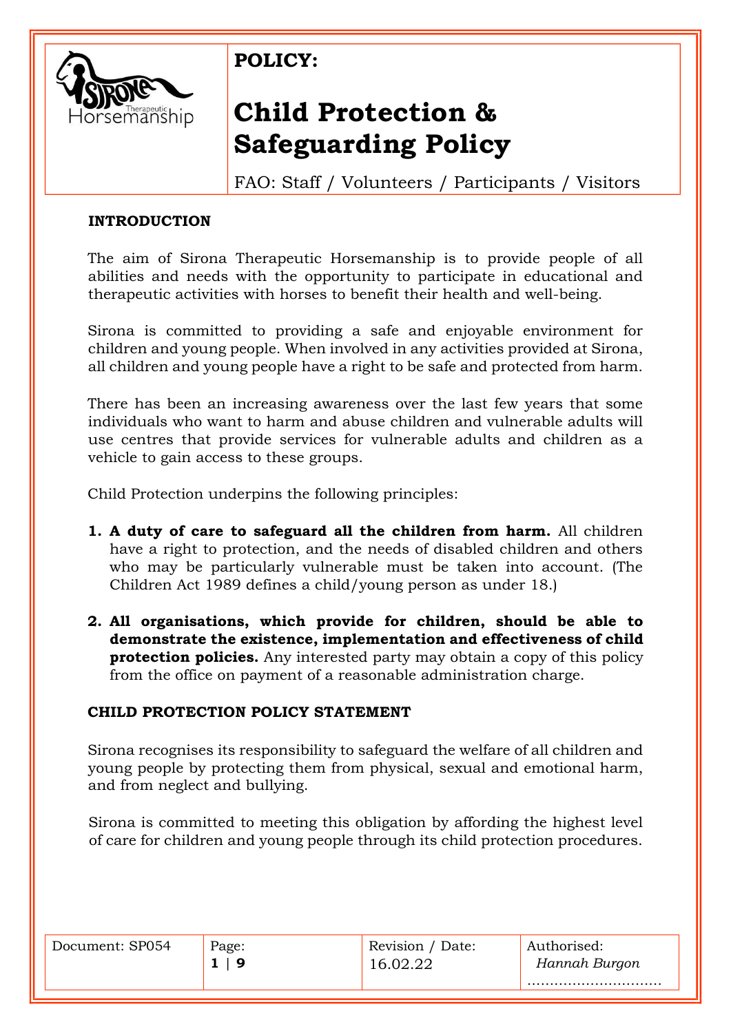**POLICY:**

# Child Protection & Safeguarding Policy

FAO: Staff / Volunteers / Participants / Visitors

## INTRODUCTION

The aim of Sirona Therapeutic Horsemanship is to provide people of all abilities and needs with the opportunity to participate in educational and therapeutic activities with horses to benefit their health and well-being.

Sirona is committed to providing a safe and enjoyable environment for children and young people. When involved in any activities provided at Sirona, all children and young people have a right to be safe and protected from harm.

There has been an increasing awareness over the last few years that some individuals who want to harm and abuse children and vulnerable adults will use centres that provide services for vulnerable adults and children as a vehicle to gain access to these groups.

Child Protection underpins the following principles:

1. **A duty of care to safeguard all the children from harm.** All children have a right to protection, and the needs of disabled children and others who may be particularly vulnerable must be taken into account. (The Children Act 1989 defines a child/young person as under 18.)

2. **All organisations, which provide for children, should be able to demonstrate the existence, implementation and effectiveness of child protection policies.** Any interested party may obtain a copy of this policy from the office on payment of a reasonable administration charge.

## CHILD PROTECTION POLICY STATEMENT

Sirona recognises its responsibility to safeguard the welfare of all children and young people by protecting them from physical, sexual and emotional harm, and from neglect and bullying.

Sirona is committed to meeting this obligation by affording the highest level of care for children and young people through its child protection procedures.

| Document: SP054 | Page: | Revision / Date: 16.02.22 | Authorised: *Hannah Burgon* .............................. |
|---|---|---|---|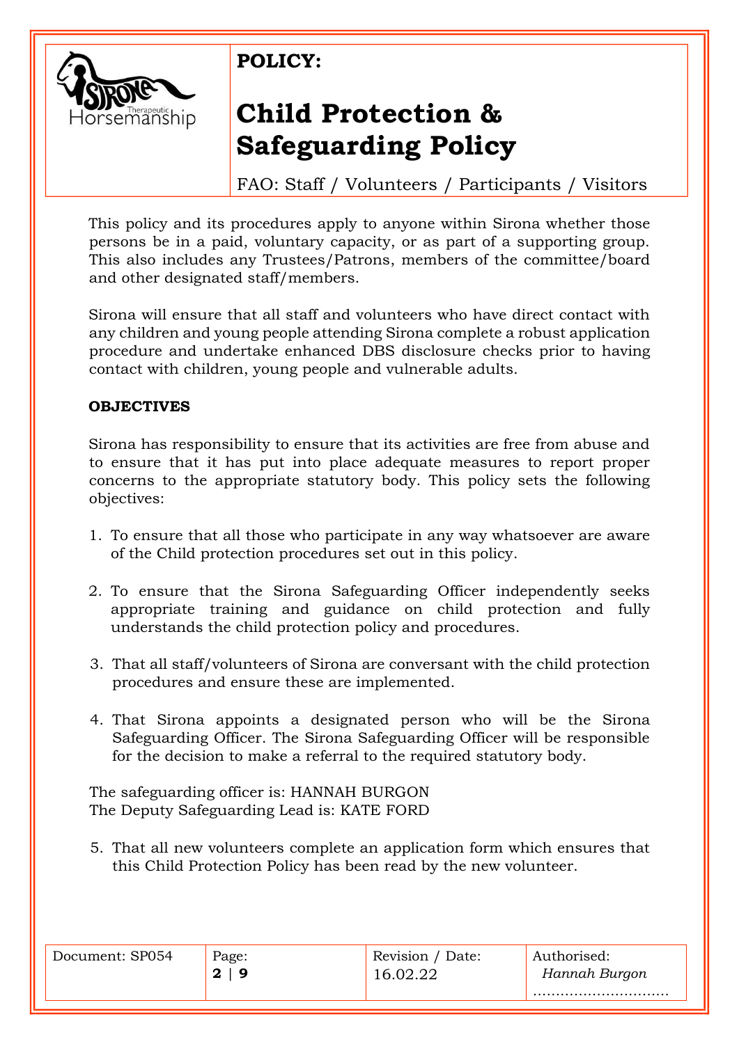**POLICY:**

# Child Protection & Safeguarding Policy

FAO: Staff / Volunteers / Participants / Visitors

This policy and its procedures apply to anyone within Sirona whether those persons be in a paid, voluntary capacity, or as part of a supporting group. This also includes any Trustees/Patrons, members of the committee/board and other designated staff/members.

Sirona will ensure that all staff and volunteers who have direct contact with any children and young people attending Sirona complete a robust application procedure and undertake enhanced DBS disclosure checks prior to having contact with children, young people and vulnerable adults.

**OBJECTIVES**

Sirona has responsibility to ensure that its activities are free from abuse and to ensure that it has put into place adequate measures to report proper concerns to the appropriate statutory body. This policy sets the following objectives:

1. To ensure that all those who participate in any way whatsoever are aware of the Child protection procedures set out in this policy.

2. To ensure that the Sirona Safeguarding Officer independently seeks appropriate training and guidance on child protection and fully understands the child protection policy and procedures.

3. That all staff/volunteers of Sirona are conversant with the child protection procedures and ensure these are implemented.

4. That Sirona appoints a designated person who will be the Sirona Safeguarding Officer. The Sirona Safeguarding Officer will be responsible for the decision to make a referral to the required statutory body.

The safeguarding officer is: HANNAH BURGON
The Deputy Safeguarding Lead is: KATE FORD

5. That all new volunteers complete an application form which ensures that this Child Protection Policy has been read by the new volunteer.

| Document: SP054 | Page: **2** \| **9** | Revision / Date: 16.02.22 | Authorised: *Hannah Burgon* |
|---|---|---|---|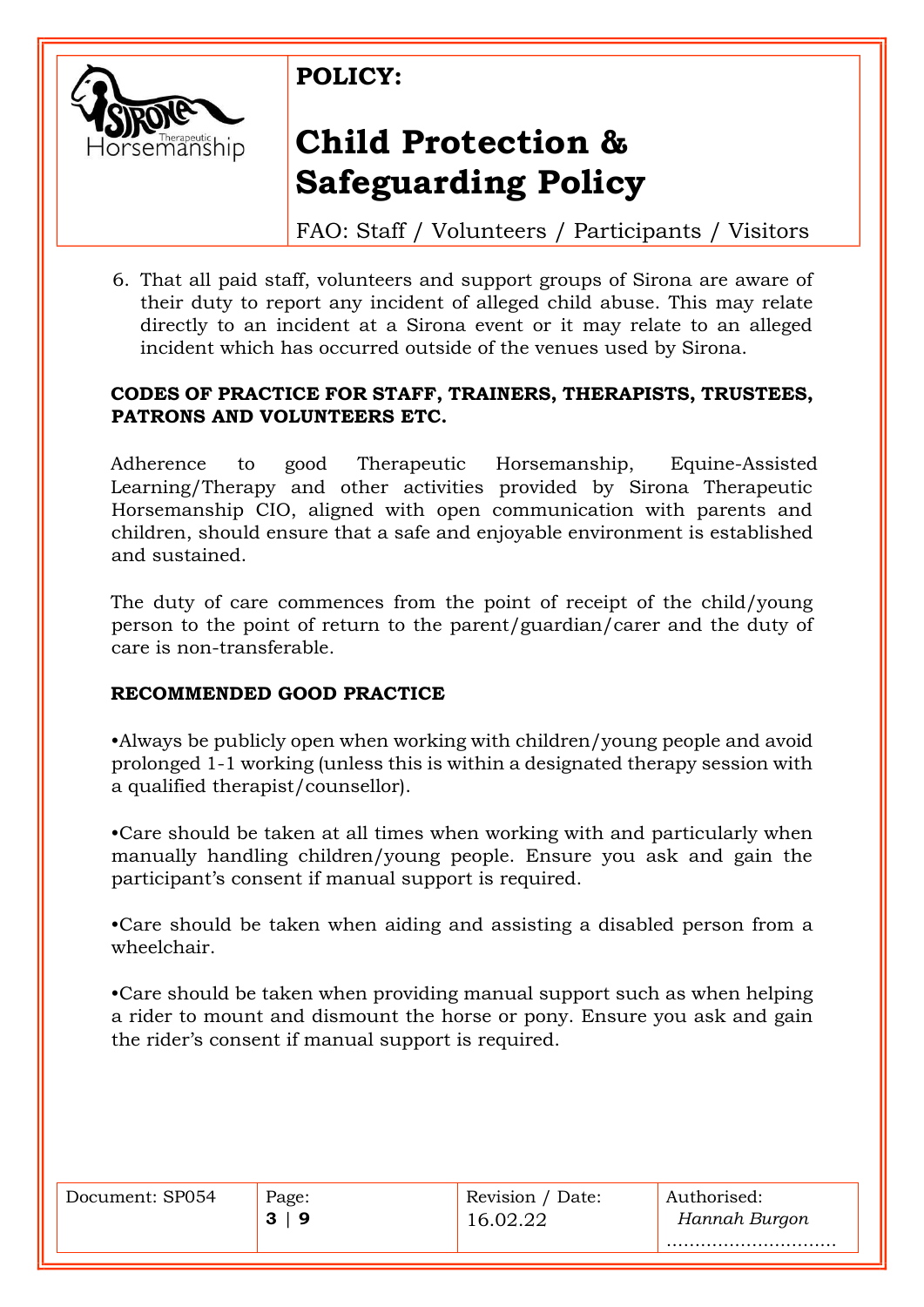6. That all paid staff, volunteers and support groups of Sirona are aware of their duty to report any incident of alleged child abuse. This may relate directly to an incident at a Sirona event or it may relate to an alleged incident which has occurred outside of the venues used by Sirona.

**CODES OF PRACTICE FOR STAFF, TRAINERS, THERAPISTS, TRUSTEES, PATRONS AND VOLUNTEERS ETC.**

Adherence to good Therapeutic Horsemanship, Equine-Assisted Learning/Therapy and other activities provided by Sirona Therapeutic Horsemanship CIO, aligned with open communication with parents and children, should ensure that a safe and enjoyable environment is established and sustained.

The duty of care commences from the point of receipt of the child/young person to the point of return to the parent/guardian/carer and the duty of care is non-transferable.

**RECOMMENDED GOOD PRACTICE**

•Always be publicly open when working with children/young people and avoid prolonged 1-1 working (unless this is within a designated therapy session with a qualified therapist/counsellor).

•Care should be taken at all times when working with and particularly when manually handling children/young people. Ensure you ask and gain the participant's consent if manual support is required.

•Care should be taken when aiding and assisting a disabled person from a wheelchair.

•Care should be taken when providing manual support such as when helping a rider to mount and dismount the horse or pony. Ensure you ask and gain the rider's consent if manual support is required.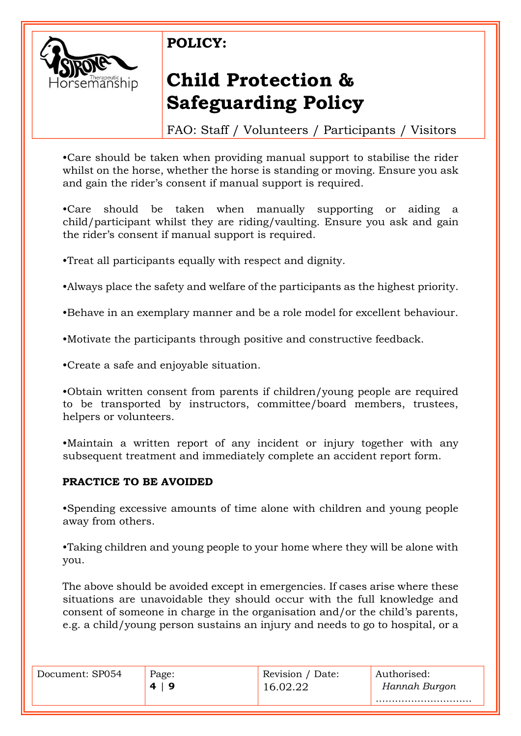•Care should be taken when providing manual support to stabilise the rider whilst on the horse, whether the horse is standing or moving. Ensure you ask and gain the rider's consent if manual support is required.

•Care should be taken when manually supporting or aiding a child/participant whilst they are riding/vaulting. Ensure you ask and gain the rider's consent if manual support is required.

•Treat all participants equally with respect and dignity.

•Always place the safety and welfare of the participants as the highest priority.

•Behave in an exemplary manner and be a role model for excellent behaviour.

•Motivate the participants through positive and constructive feedback.

•Create a safe and enjoyable situation.

•Obtain written consent from parents if children/young people are required to be transported by instructors, committee/board members, trustees, helpers or volunteers.

•Maintain a written report of any incident or injury together with any subsequent treatment and immediately complete an accident report form.

**PRACTICE TO BE AVOIDED**

•Spending excessive amounts of time alone with children and young people away from others.

•Taking children and young people to your home where they will be alone with you.

The above should be avoided except in emergencies. If cases arise where these situations are unavoidable they should occur with the full knowledge and consent of someone in charge in the organisation and/or the child's parents, e.g. a child/young person sustains an injury and needs to go to hospital, or a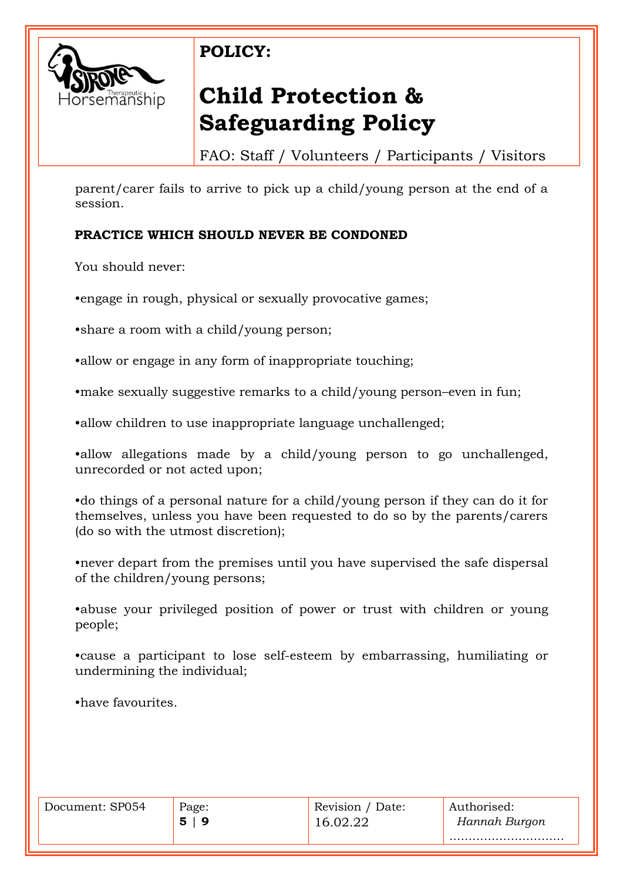parent/carer fails to arrive to pick up a child/young person at the end of a session.

**PRACTICE WHICH SHOULD NEVER BE CONDONED**

You should never:

•engage in rough, physical or sexually provocative games;

•share a room with a child/young person;

•allow or engage in any form of inappropriate touching;

•make sexually suggestive remarks to a child/young person–even in fun;

•allow children to use inappropriate language unchallenged;

•allow allegations made by a child/young person to go unchallenged, unrecorded or not acted upon;

•do things of a personal nature for a child/young person if they can do it for themselves, unless you have been requested to do so by the parents/carers (do so with the utmost discretion);

•never depart from the premises until you have supervised the safe dispersal of the children/young persons;

•abuse your privileged position of power or trust with children or young people;

•cause a participant to lose self-esteem by embarrassing, humiliating or undermining the individual;

•have favourites.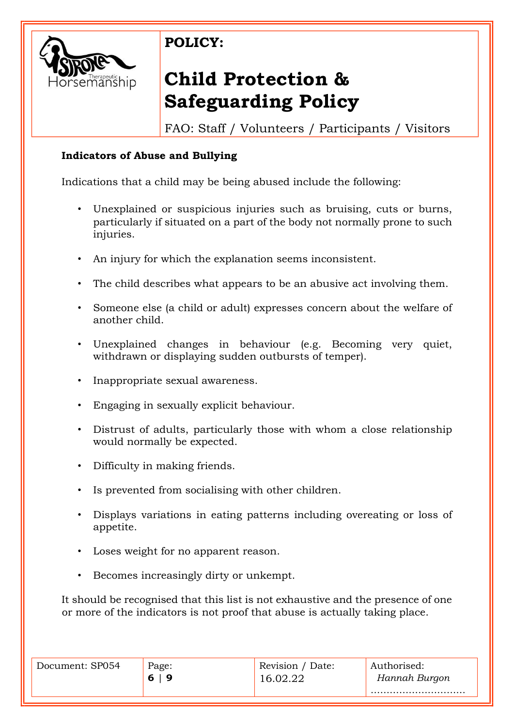## Indicators of Abuse and Bullying

Indications that a child may be being abused include the following:

- Unexplained or suspicious injuries such as bruising, cuts or burns, particularly if situated on a part of the body not normally prone to such injuries.
- An injury for which the explanation seems inconsistent.
- The child describes what appears to be an abusive act involving them.
- Someone else (a child or adult) expresses concern about the welfare of another child.
- Unexplained changes in behaviour (e.g. Becoming very quiet, withdrawn or displaying sudden outbursts of temper).
- Inappropriate sexual awareness.
- Engaging in sexually explicit behaviour.
- Distrust of adults, particularly those with whom a close relationship would normally be expected.
- Difficulty in making friends.
- Is prevented from socialising with other children.
- Displays variations in eating patterns including overeating or loss of appetite.
- Loses weight for no apparent reason.
- Becomes increasingly dirty or unkempt.

It should be recognised that this list is not exhaustive and the presence of one or more of the indicators is not proof that abuse is actually taking place.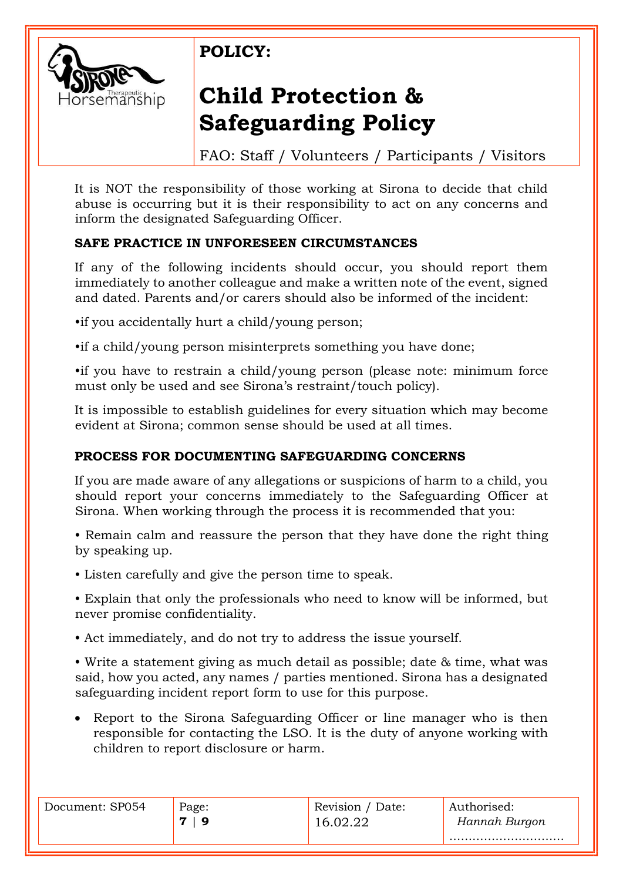It is NOT the responsibility of those working at Sirona to decide that child abuse is occurring but it is their responsibility to act on any concerns and inform the designated Safeguarding Officer.

**SAFE PRACTICE IN UNFORESEEN CIRCUMSTANCES**

If any of the following incidents should occur, you should report them immediately to another colleague and make a written note of the event, signed and dated. Parents and/or carers should also be informed of the incident:

•if you accidentally hurt a child/young person;

•if a child/young person misinterprets something you have done;

•if you have to restrain a child/young person (please note: minimum force must only be used and see Sirona's restraint/touch policy).

It is impossible to establish guidelines for every situation which may become evident at Sirona; common sense should be used at all times.

**PROCESS FOR DOCUMENTING SAFEGUARDING CONCERNS**

If you are made aware of any allegations or suspicions of harm to a child, you should report your concerns immediately to the Safeguarding Officer at Sirona. When working through the process it is recommended that you:

• Remain calm and reassure the person that they have done the right thing by speaking up.

• Listen carefully and give the person time to speak.

• Explain that only the professionals who need to know will be informed, but never promise confidentiality.

• Act immediately, and do not try to address the issue yourself.

• Write a statement giving as much detail as possible; date & time, what was said, how you acted, any names / parties mentioned. Sirona has a designated safeguarding incident report form to use for this purpose.

- Report to the Sirona Safeguarding Officer or line manager who is then responsible for contacting the LSO. It is the duty of anyone working with children to report disclosure or harm.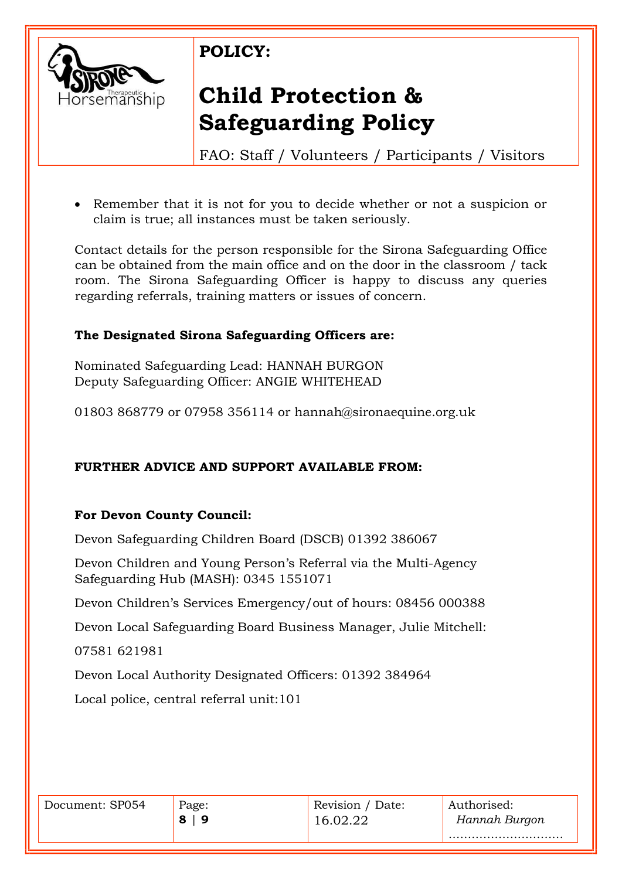- Remember that it is not for you to decide whether or not a suspicion or claim is true; all instances must be taken seriously.

Contact details for the person responsible for the Sirona Safeguarding Office can be obtained from the main office and on the door in the classroom / tack room. The Sirona Safeguarding Officer is happy to discuss any queries regarding referrals, training matters or issues of concern.

**The Designated Sirona Safeguarding Officers are:**

Nominated Safeguarding Lead: HANNAH BURGON
Deputy Safeguarding Officer: ANGIE WHITEHEAD

01803 868779 or 07958 356114 or hannah@sironaequine.org.uk

**FURTHER ADVICE AND SUPPORT AVAILABLE FROM:**

**For Devon County Council:**

Devon Safeguarding Children Board (DSCB) 01392 386067

Devon Children and Young Person's Referral via the Multi-Agency Safeguarding Hub (MASH): 0345 1551071

Devon Children's Services Emergency/out of hours: 08456 000388

Devon Local Safeguarding Board Business Manager, Julie Mitchell:

07581 621981

Devon Local Authority Designated Officers: 01392 384964

Local police, central referral unit:101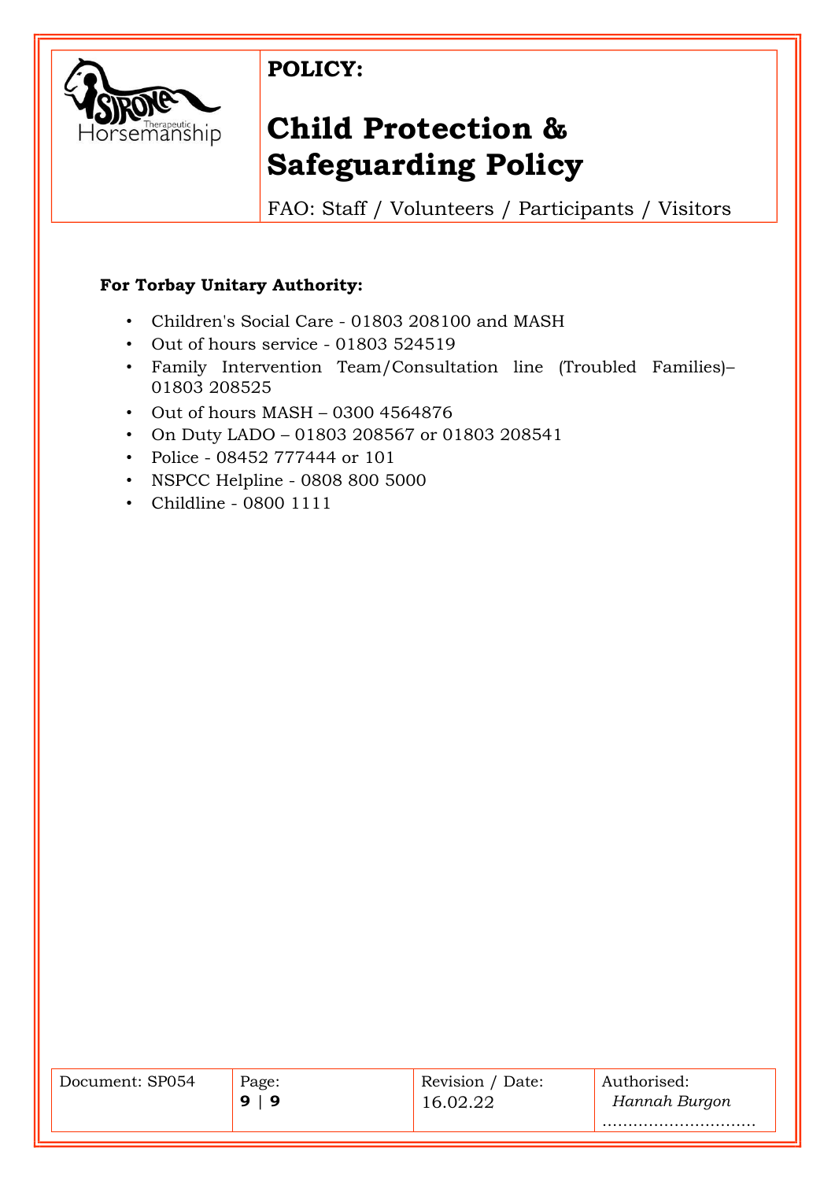**For Torbay Unitary Authority:**

- Children's Social Care - 01803 208100 and MASH
- Out of hours service - 01803 524519
- Family Intervention Team/Consultation line (Troubled Families)– 01803 208525
- Out of hours MASH – 0300 4564876
- On Duty LADO – 01803 208567 or 01803 208541
- Police - 08452 777444 or 101
- NSPCC Helpline - 0808 800 5000
- Childline - 0800 1111